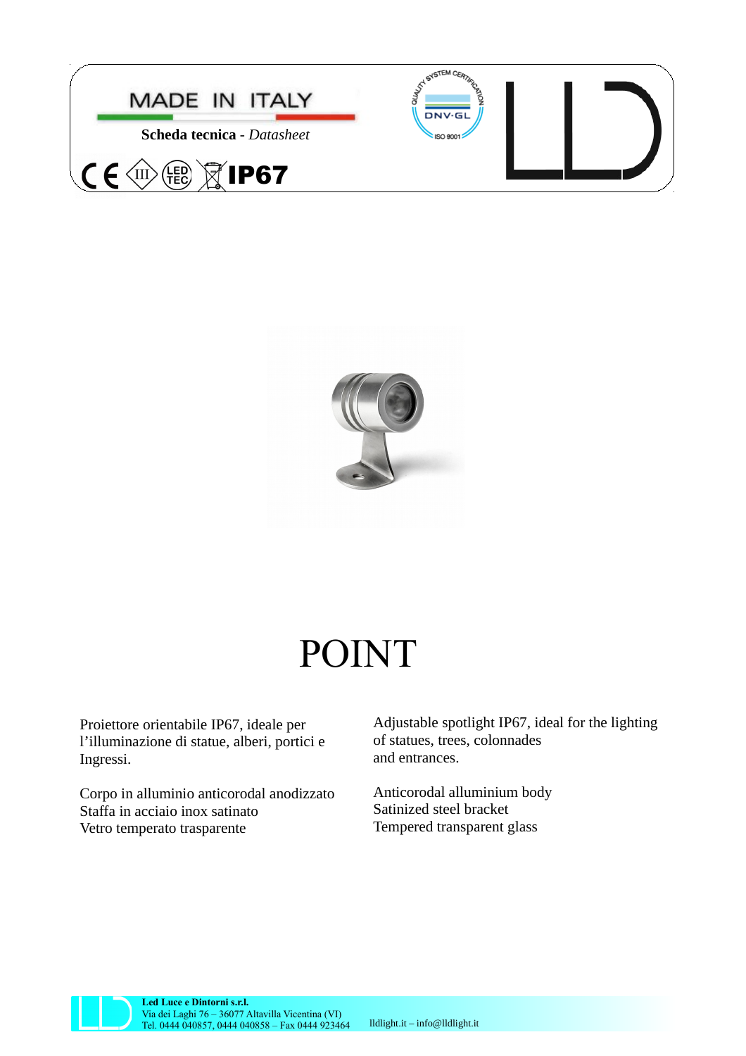MADE IN ITALY

**Scheda tecnica** - *Datasheet*

IP67

# POINT

Proiettore orientabile IP67, ideale per l'illuminazione di statue, alberi, portici e Ingressi.

Corpo in alluminio anticorodal anodizzato
Staffa in acciaio inox satinato
Vetro temperato trasparente

Adjustable spotlight IP67, ideal for the lighting of statues, trees, colonnades and entrances.

Anticorodal alluminium body
Satinized steel bracket
Tempered transparent glass

**Led Luce e Dintorni s.r.l.**
Via dei Laghi 76 – 36077 Altavilla Vicentina (VI)
Tel. 0444 040857, 0444 040858 – Fax 0444 923464
lldlight.it – info@lldlight.it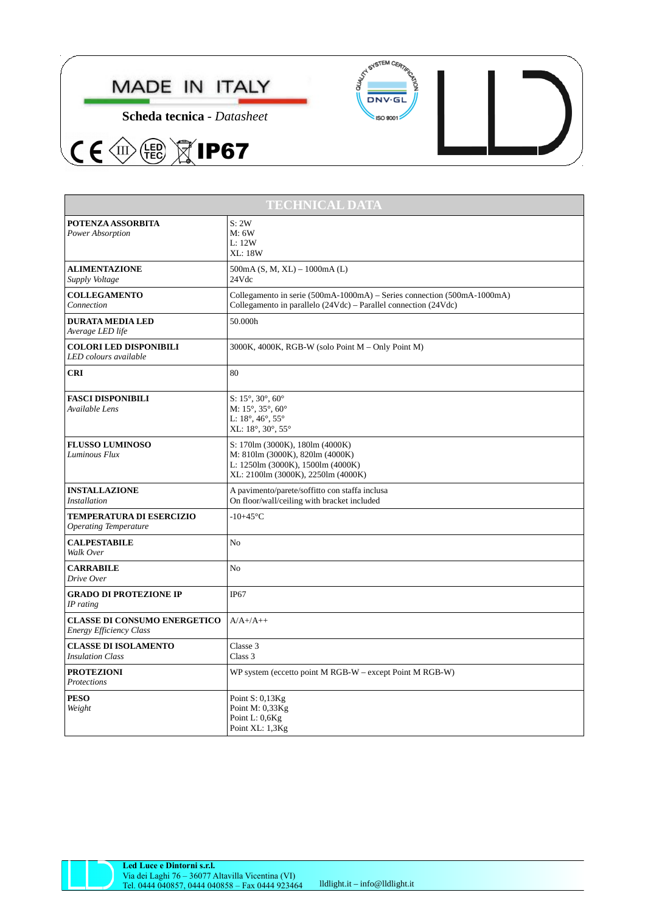MADE IN ITALY

**Scheda tecnica** - *Datasheet*

IP67

| TECHNICAL DATA | |
|---|---|
| **POTENZA ASSORBITA**<br>*Power Absorption* | S: 2W<br>M: 6W<br>L: 12W<br>XL: 18W |
| **ALIMENTAZIONE**<br>*Supply Voltage* | 500mA (S, M, XL) – 1000mA (L)<br>24Vdc |
| **COLLEGAMENTO**<br>*Connection* | Collegamento in serie (500mA-1000mA) – Series connection (500mA-1000mA)<br>Collegamento in parallelo (24Vdc) – Parallel connection (24Vdc) |
| **DURATA MEDIA LED**<br>*Average LED life* | 50.000h |
| **COLORI LED DISPONIBILI**<br>*LED colours available* | 3000K, 4000K, RGB-W (solo Point M – Only Point M) |
| **CRI** | 80 |
| **FASCI DISPONIBILI**<br>*Available Lens* | S: 15°, 30°, 60°<br>M: 15°, 35°, 60°<br>L: 18°, 46°, 55°<br>XL: 18°, 30°, 55° |
| **FLUSSO LUMINOSO**<br>*Luminous Flux* | S: 170lm (3000K), 180lm (4000K)<br>M: 810lm (3000K), 820lm (4000K)<br>L: 1250lm (3000K), 1500lm (4000K)<br>XL: 2100lm (3000K), 2250lm (4000K) |
| **INSTALLAZIONE**<br>*Installation* | A pavimento/parete/soffitto con staffa inclusa<br>On floor/wall/ceiling with bracket included |
| **TEMPERATURA DI ESERCIZIO**<br>*Operating Temperature* | -10+45°C |
| **CALPESTABILE**<br>*Walk Over* | No |
| **CARRABILE**<br>*Drive Over* | No |
| **GRADO DI PROTEZIONE IP**<br>*IP rating* | IP67 |
| **CLASSE DI CONSUMO ENERGETICO**<br>*Energy Efficiency Class* | A/A+/A++ |
| **CLASSE DI ISOLAMENTO**<br>*Insulation Class* | Classe 3<br>Class 3 |
| **PROTEZIONI**<br>*Protections* | WP system (eccetto point M RGB-W – except Point M RGB-W) |
| **PESO**<br>*Weight* | Point S: 0,13Kg<br>Point M: 0,33Kg<br>Point L: 0,6Kg<br>Point XL: 1,3Kg |

**Led Luce e Dintorni s.r.l.**
Via dei Laghi 76 – 36077 Altavilla Vicentina (VI)
Tel. 0444 040857, 0444 040858 – Fax 0444 923464 lldlight.it – info@lldlight.it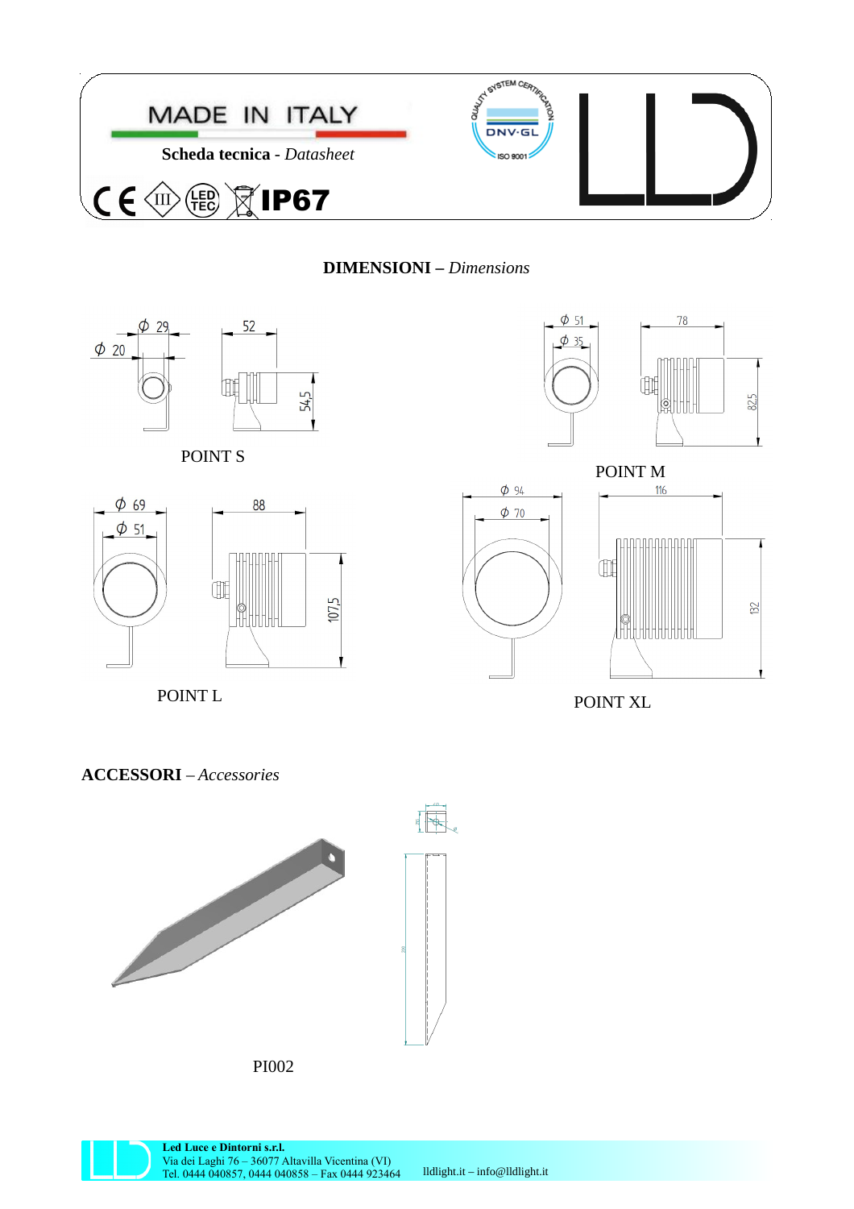MADE IN ITALY

**Scheda tecnica** - *Datasheet*

IP67

## DIMENSIONI – *Dimensions*

Φ 29
Φ 20
52
54,5

POINT S

Φ 51
Φ 35
78
82,5

POINT M

Φ 69
Φ 51
88
107,5

POINT L

Φ 94
Φ 70
116
132

POINT XL

## ACCESSORI – *Accessories*

PI002

**Led Luce e Dintorni s.r.l.**
Via dei Laghi 76 – 36077 Altavilla Vicentina (VI)
Tel. 0444 040857, 0444 040858 – Fax 0444 923464
lldlight.it – info@lldlight.it